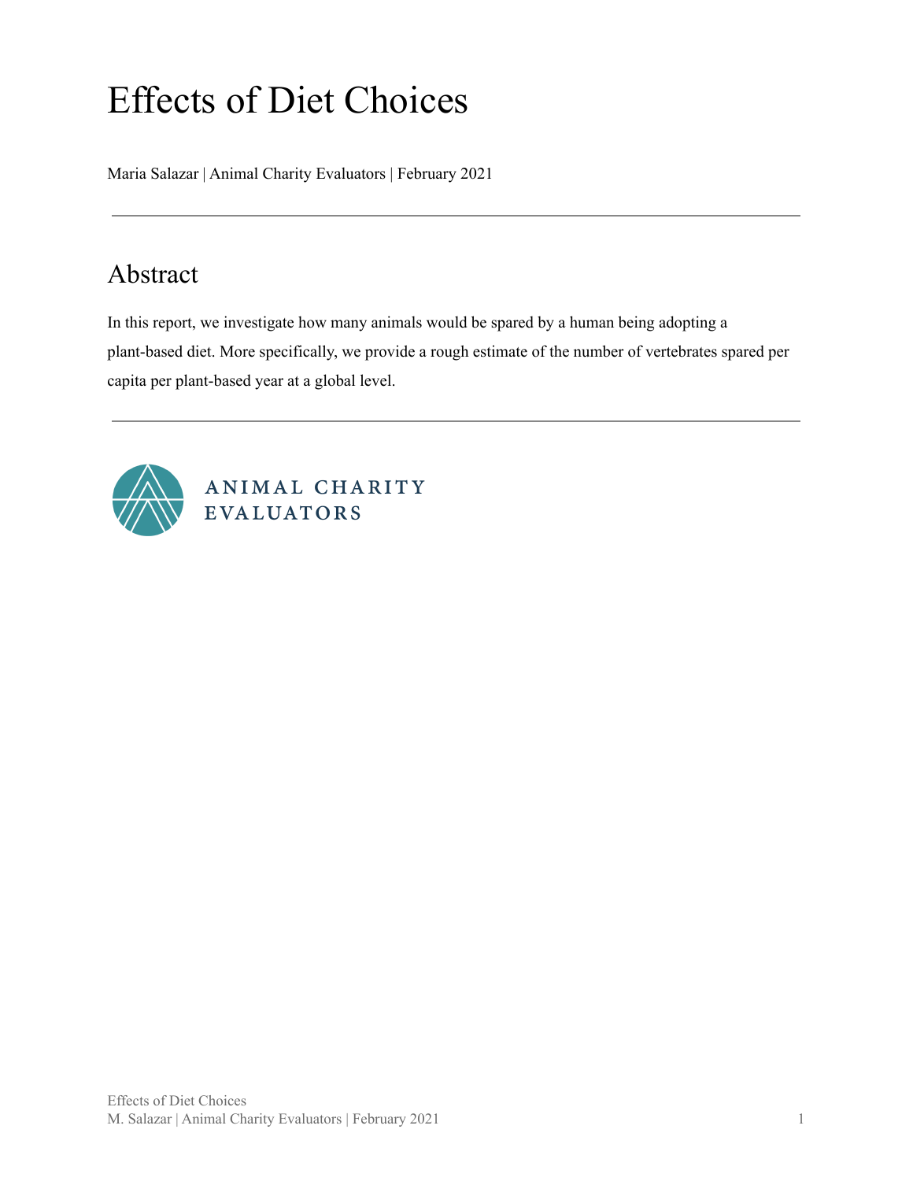# Effects of Diet Choices

Maria Salazar | Animal Charity Evaluators | February 2021

---

## Abstract

In this report, we investigate how many animals would be spared by a human being adopting a plant-based diet. More specifically, we provide a rough estimate of the number of vertebrates spared per capita per plant-based year at a global level.

---

ANIMAL CHARITY EVALUATORS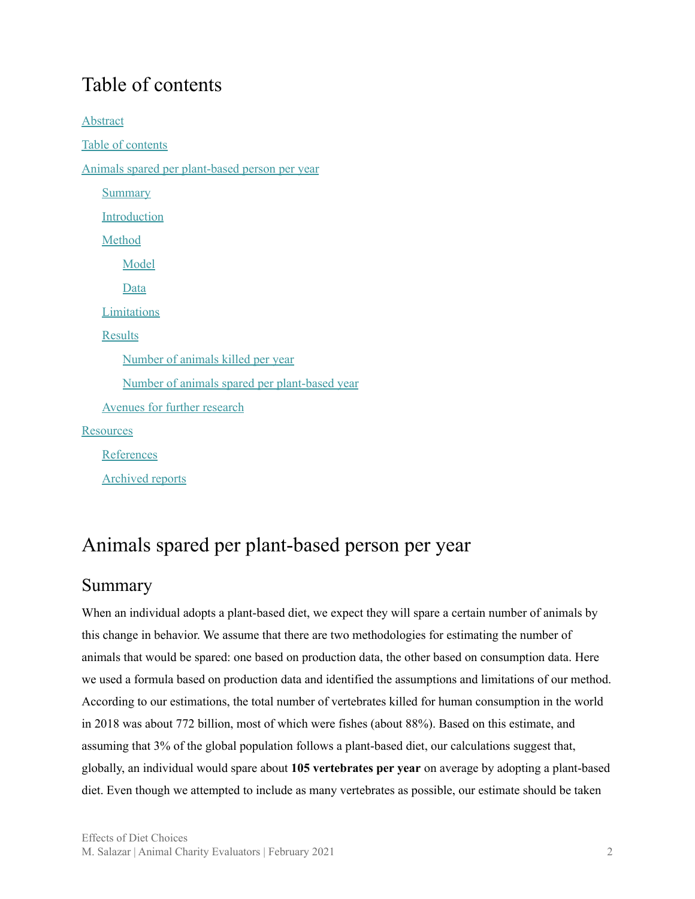# Table of contents

Abstract

Table of contents

Animals spared per plant-based person per year

- Summary
- Introduction
- Method
  - Model
  - Data
- Limitations
- Results
  - Number of animals killed per year
  - Number of animals spared per plant-based year
- Avenues for further research

Resources

- References
- Archived reports

# Animals spared per plant-based person per year

## Summary

When an individual adopts a plant-based diet, we expect they will spare a certain number of animals by this change in behavior. We assume that there are two methodologies for estimating the number of animals that would be spared: one based on production data, the other based on consumption data. Here we used a formula based on production data and identified the assumptions and limitations of our method. According to our estimations, the total number of vertebrates killed for human consumption in the world in 2018 was about 772 billion, most of which were fishes (about 88%). Based on this estimate, and assuming that 3% of the global population follows a plant-based diet, our calculations suggest that, globally, an individual would spare about **105 vertebrates per year** on average by adopting a plant-based diet. Even though we attempted to include as many vertebrates as possible, our estimate should be taken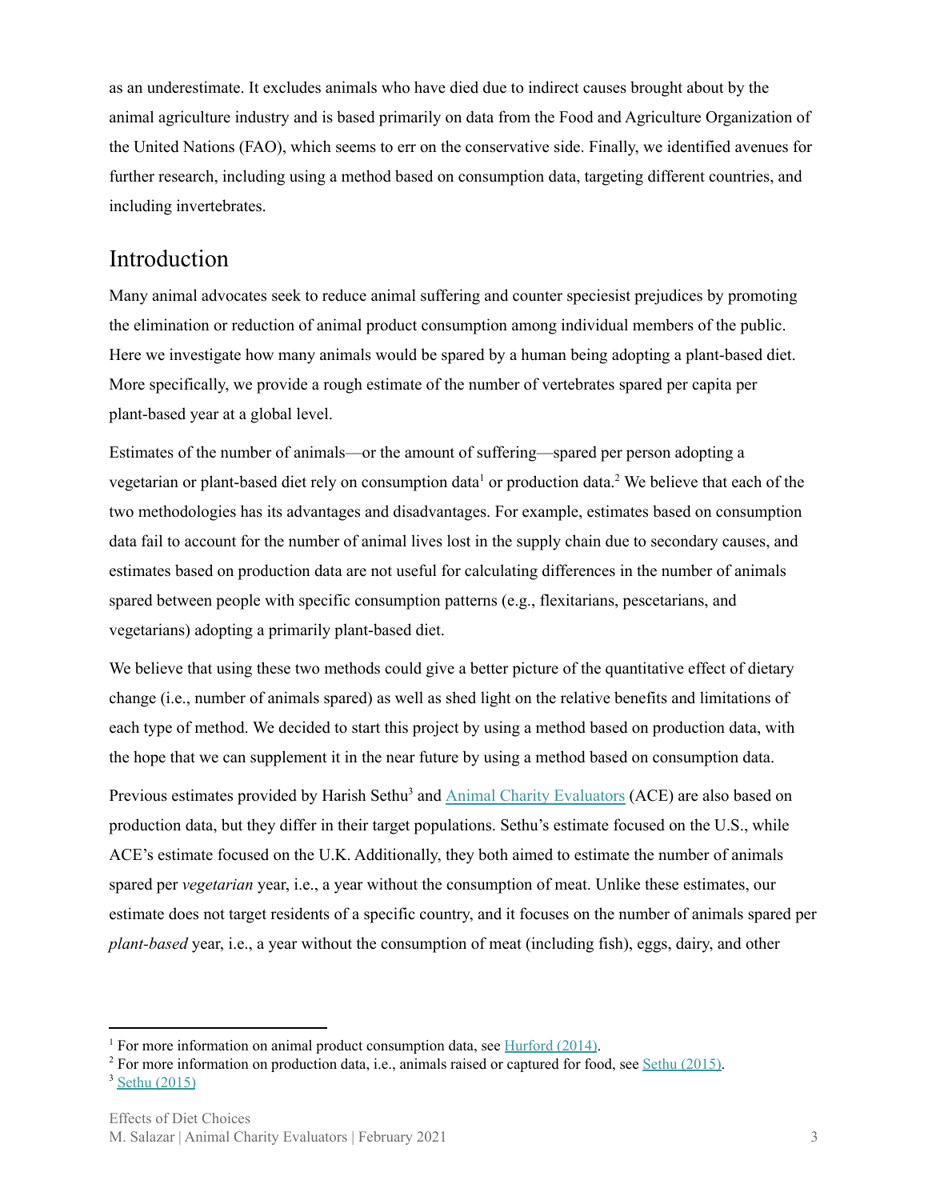as an underestimate. It excludes animals who have died due to indirect causes brought about by the animal agriculture industry and is based primarily on data from the Food and Agriculture Organization of the United Nations (FAO), which seems to err on the conservative side. Finally, we identified avenues for further research, including using a method based on consumption data, targeting different countries, and including invertebrates.

## Introduction

Many animal advocates seek to reduce animal suffering and counter speciesist prejudices by promoting the elimination or reduction of animal product consumption among individual members of the public. Here we investigate how many animals would be spared by a human being adopting a plant-based diet. More specifically, we provide a rough estimate of the number of vertebrates spared per capita per plant-based year at a global level.

Estimates of the number of animals—or the amount of suffering—spared per person adopting a vegetarian or plant-based diet rely on consumption data[1] or production data.[2] We believe that each of the two methodologies has its advantages and disadvantages. For example, estimates based on consumption data fail to account for the number of animal lives lost in the supply chain due to secondary causes, and estimates based on production data are not useful for calculating differences in the number of animals spared between people with specific consumption patterns (e.g., flexitarians, pescetarians, and vegetarians) adopting a primarily plant-based diet.

We believe that using these two methods could give a better picture of the quantitative effect of dietary change (i.e., number of animals spared) as well as shed light on the relative benefits and limitations of each type of method. We decided to start this project by using a method based on production data, with the hope that we can supplement it in the near future by using a method based on consumption data.

Previous estimates provided by Harish Sethu[3] and Animal Charity Evaluators (ACE) are also based on production data, but they differ in their target populations. Sethu's estimate focused on the U.S., while ACE's estimate focused on the U.K. Additionally, they both aimed to estimate the number of animals spared per *vegetarian* year, i.e., a year without the consumption of meat. Unlike these estimates, our estimate does not target residents of a specific country, and it focuses on the number of animals spared per *plant-based* year, i.e., a year without the consumption of meat (including fish), eggs, dairy, and other

---

[1] For more information on animal product consumption data, see Hurford (2014).

[2] For more information on production data, i.e., animals raised or captured for food, see Sethu (2015).

[3] Sethu (2015)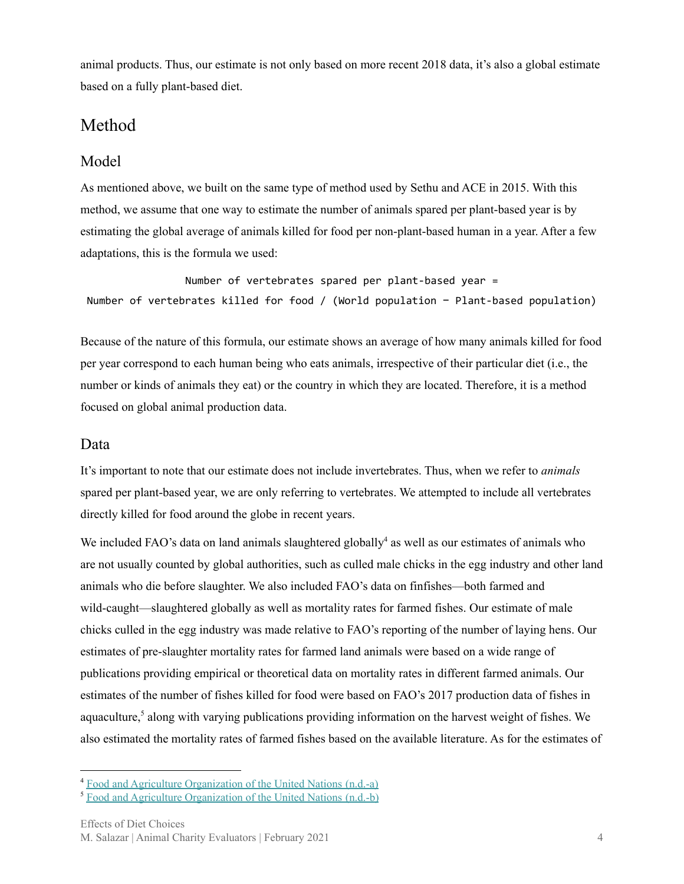animal products. Thus, our estimate is not only based on more recent 2018 data, it's also a global estimate based on a fully plant-based diet.

# Method

## Model

As mentioned above, we built on the same type of method used by Sethu and ACE in 2015. With this method, we assume that one way to estimate the number of animals spared per plant-based year is by estimating the global average of animals killed for food per non-plant-based human in a year. After a few adaptations, this is the formula we used:

```
Number of vertebrates spared per plant-based year =
Number of vertebrates killed for food / (World population − Plant-based population)
```

Because of the nature of this formula, our estimate shows an average of how many animals killed for food per year correspond to each human being who eats animals, irrespective of their particular diet (i.e., the number or kinds of animals they eat) or the country in which they are located. Therefore, it is a method focused on global animal production data.

## Data

It's important to note that our estimate does not include invertebrates. Thus, when we refer to *animals* spared per plant-based year, we are only referring to vertebrates. We attempted to include all vertebrates directly killed for food around the globe in recent years.

We included FAO's data on land animals slaughtered globally[4] as well as our estimates of animals who are not usually counted by global authorities, such as culled male chicks in the egg industry and other land animals who die before slaughter. We also included FAO's data on finfishes—both farmed and wild-caught—slaughtered globally as well as mortality rates for farmed fishes. Our estimate of male chicks culled in the egg industry was made relative to FAO's reporting of the number of laying hens. Our estimates of pre-slaughter mortality rates for farmed land animals were based on a wide range of publications providing empirical or theoretical data on mortality rates in different farmed animals. Our estimates of the number of fishes killed for food were based on FAO's 2017 production data of fishes in aquaculture,[5] along with varying publications providing information on the harvest weight of fishes. We also estimated the mortality rates of farmed fishes based on the available literature. As for the estimates of

[4] Food and Agriculture Organization of the United Nations (n.d.-a)

[5] Food and Agriculture Organization of the United Nations (n.d.-b)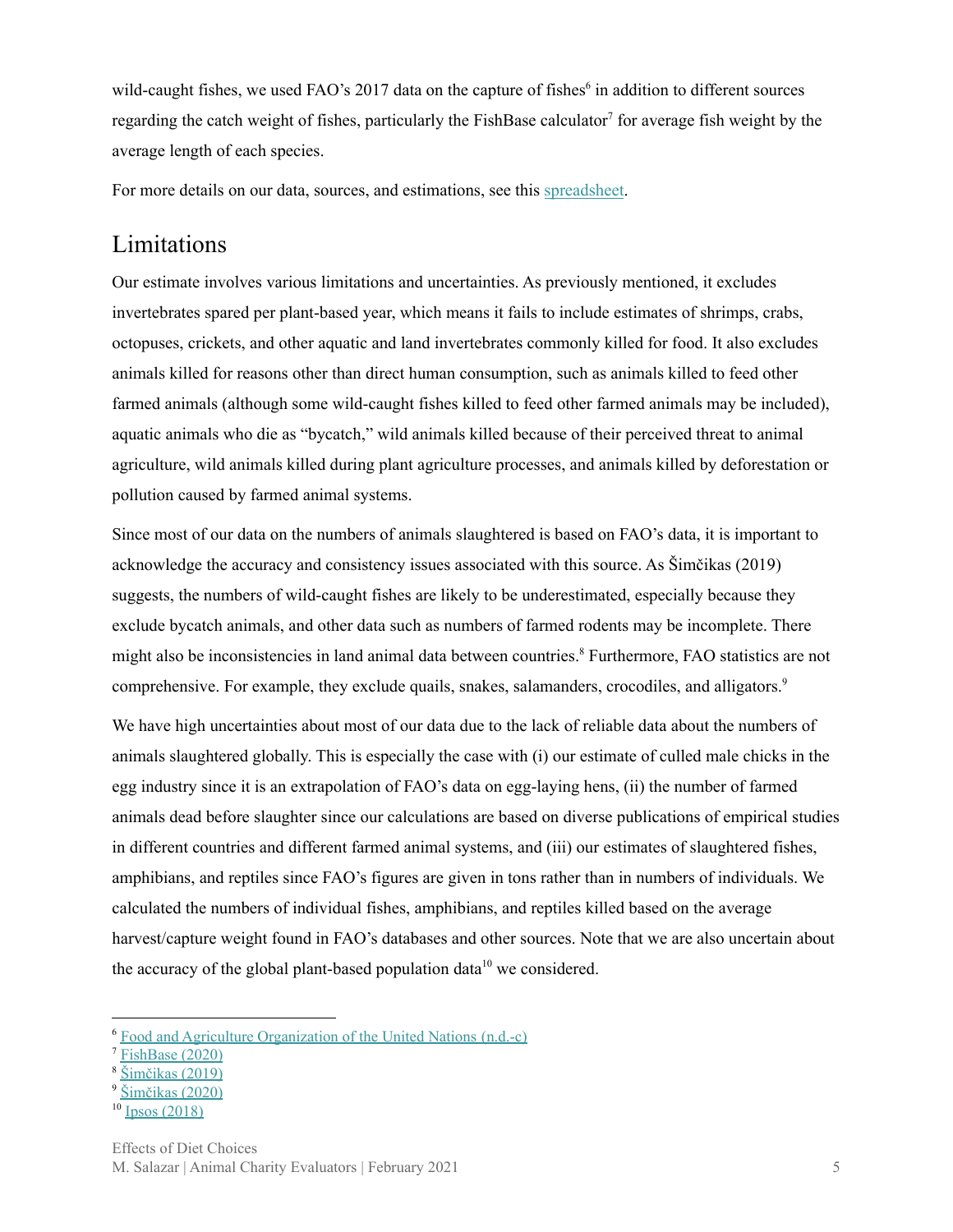wild-caught fishes, we used FAO's 2017 data on the capture of fishes[6] in addition to different sources regarding the catch weight of fishes, particularly the FishBase calculator[7] for average fish weight by the average length of each species.

For more details on our data, sources, and estimations, see this spreadsheet.

## Limitations

Our estimate involves various limitations and uncertainties. As previously mentioned, it excludes invertebrates spared per plant-based year, which means it fails to include estimates of shrimps, crabs, octopuses, crickets, and other aquatic and land invertebrates commonly killed for food. It also excludes animals killed for reasons other than direct human consumption, such as animals killed to feed other farmed animals (although some wild-caught fishes killed to feed other farmed animals may be included), aquatic animals who die as "bycatch," wild animals killed because of their perceived threat to animal agriculture, wild animals killed during plant agriculture processes, and animals killed by deforestation or pollution caused by farmed animal systems.

Since most of our data on the numbers of animals slaughtered is based on FAO's data, it is important to acknowledge the accuracy and consistency issues associated with this source. As Šimčikas (2019) suggests, the numbers of wild-caught fishes are likely to be underestimated, especially because they exclude bycatch animals, and other data such as numbers of farmed rodents may be incomplete. There might also be inconsistencies in land animal data between countries.[8] Furthermore, FAO statistics are not comprehensive. For example, they exclude quails, snakes, salamanders, crocodiles, and alligators.[9]

We have high uncertainties about most of our data due to the lack of reliable data about the numbers of animals slaughtered globally. This is especially the case with (i) our estimate of culled male chicks in the egg industry since it is an extrapolation of FAO's data on egg-laying hens, (ii) the number of farmed animals dead before slaughter since our calculations are based on diverse publications of empirical studies in different countries and different farmed animal systems, and (iii) our estimates of slaughtered fishes, amphibians, and reptiles since FAO's figures are given in tons rather than in numbers of individuals. We calculated the numbers of individual fishes, amphibians, and reptiles killed based on the average harvest/capture weight found in FAO's databases and other sources. Note that we are also uncertain about the accuracy of the global plant-based population data[10] we considered.

---

[6] Food and Agriculture Organization of the United Nations (n.d.-c)
[7] FishBase (2020)
[8] Šimčikas (2019)
[9] Šimčikas (2020)
[10] Ipsos (2018)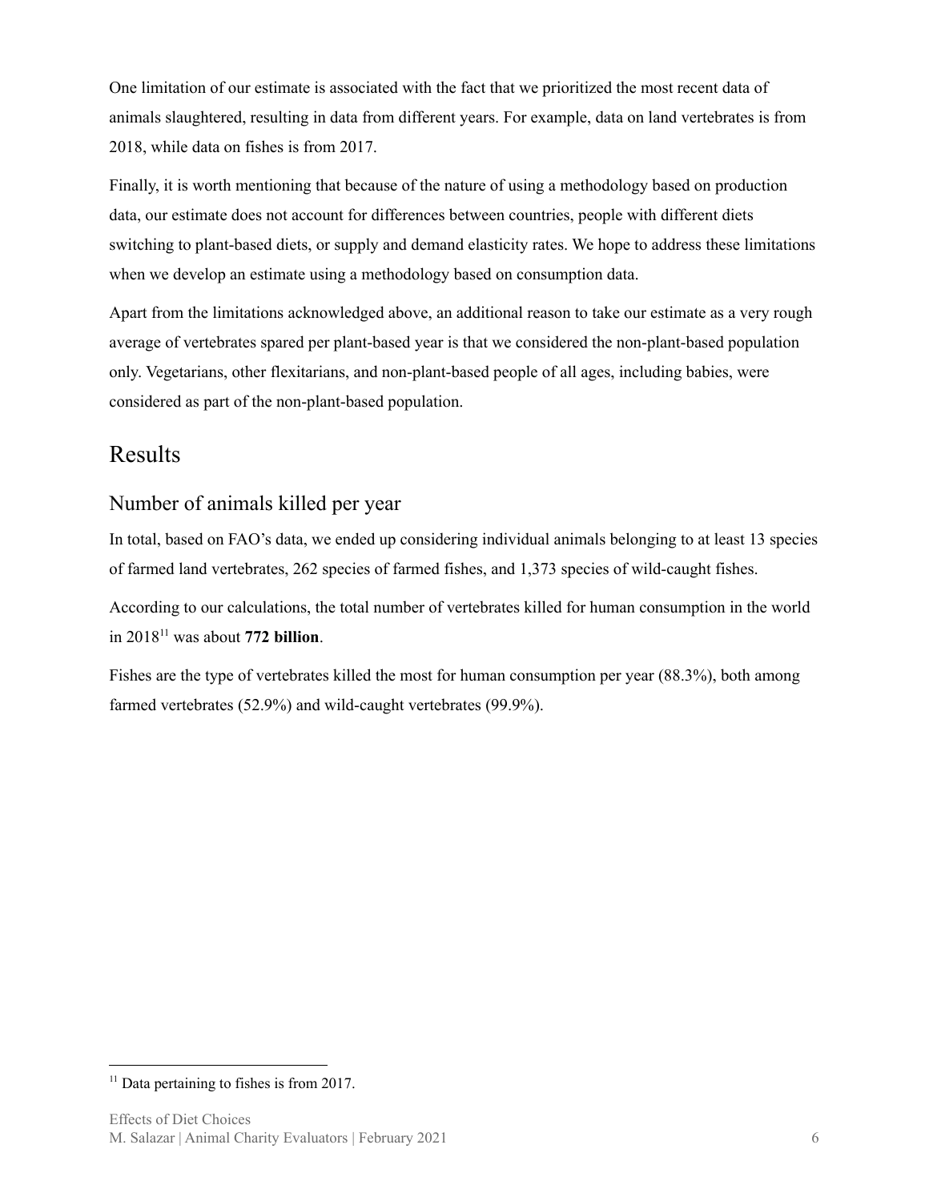One limitation of our estimate is associated with the fact that we prioritized the most recent data of animals slaughtered, resulting in data from different years. For example, data on land vertebrates is from 2018, while data on fishes is from 2017.

Finally, it is worth mentioning that because of the nature of using a methodology based on production data, our estimate does not account for differences between countries, people with different diets switching to plant-based diets, or supply and demand elasticity rates. We hope to address these limitations when we develop an estimate using a methodology based on consumption data.

Apart from the limitations acknowledged above, an additional reason to take our estimate as a very rough average of vertebrates spared per plant-based year is that we considered the non-plant-based population only. Vegetarians, other flexitarians, and non-plant-based people of all ages, including babies, were considered as part of the non-plant-based population.

# Results

## Number of animals killed per year

In total, based on FAO's data, we ended up considering individual animals belonging to at least 13 species of farmed land vertebrates, 262 species of farmed fishes, and 1,373 species of wild-caught fishes.

According to our calculations, the total number of vertebrates killed for human consumption in the world in 2018[11] was about **772 billion**.

Fishes are the type of vertebrates killed the most for human consumption per year (88.3%), both among farmed vertebrates (52.9%) and wild-caught vertebrates (99.9%).

[11] Data pertaining to fishes is from 2017.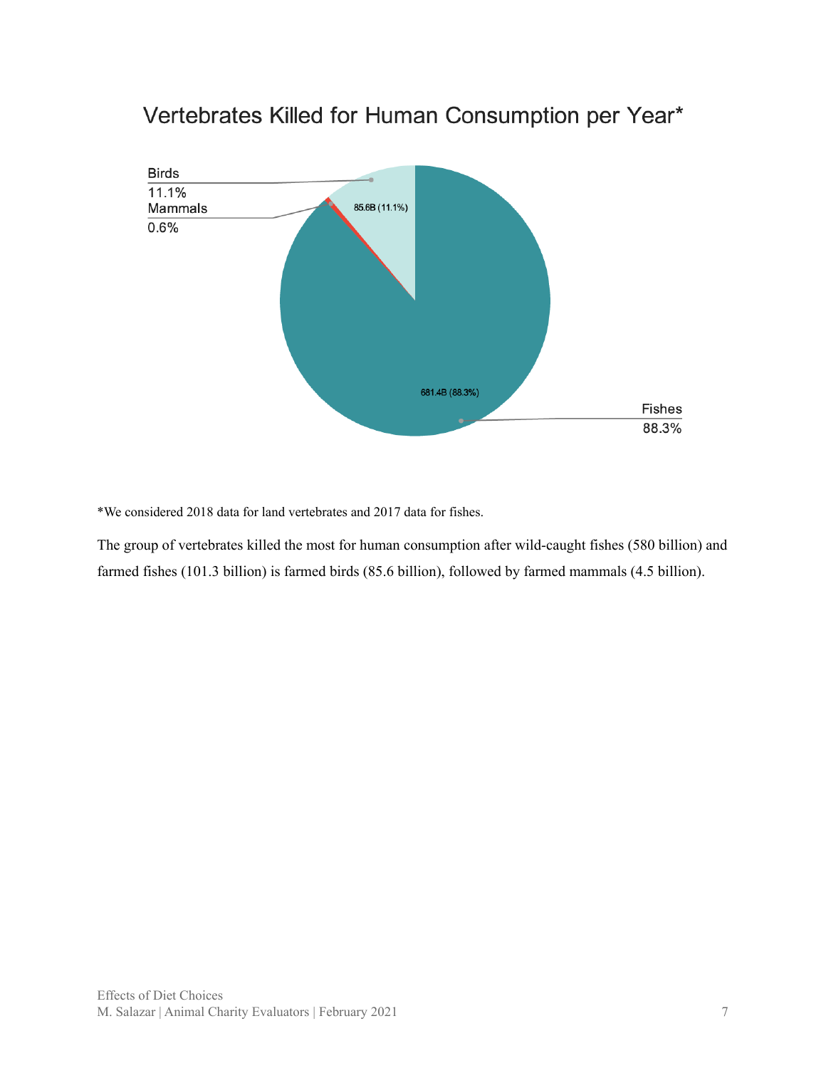## Vertebrates Killed for Human Consumption per Year*

Birds
11.1%

Mammals
0.6%

85.6B (11.1%)

681.4B (88.3%)

Fishes
88.3%

*We considered 2018 data for land vertebrates and 2017 data for fishes.

The group of vertebrates killed the most for human consumption after wild-caught fishes (580 billion) and farmed fishes (101.3 billion) is farmed birds (85.6 billion), followed by farmed mammals (4.5 billion).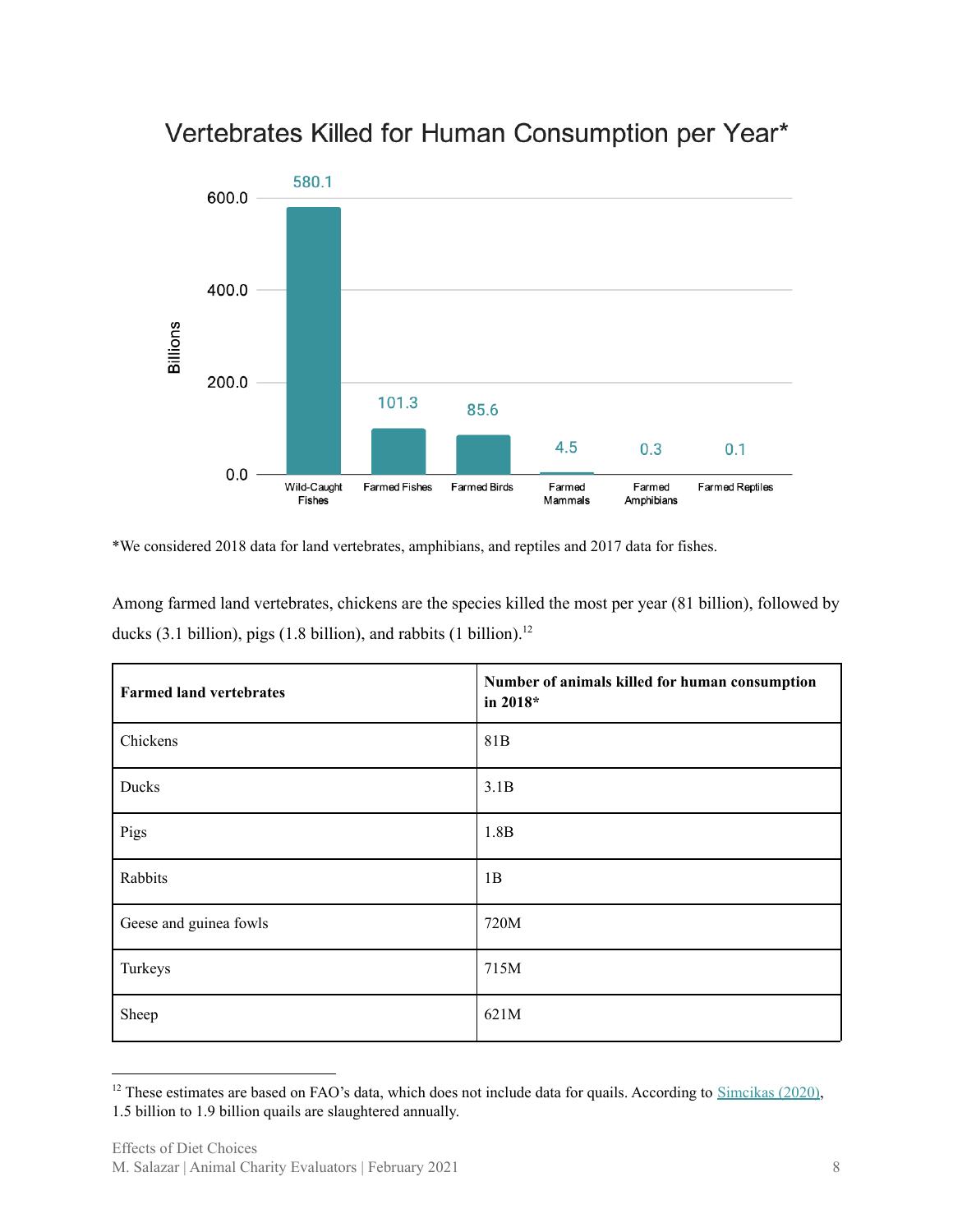## Vertebrates Killed for Human Consumption per Year*

| Category | Billions |
|---|---|
| Wild-Caught Fishes | 580.1 |
| Farmed Fishes | 101.3 |
| Farmed Birds | 85.6 |
| Farmed Mammals | 4.5 |
| Farmed Amphibians | 0.3 |
| Farmed Reptiles | 0.1 |

*We considered 2018 data for land vertebrates, amphibians, and reptiles and 2017 data for fishes.

Among farmed land vertebrates, chickens are the species killed the most per year (81 billion), followed by ducks (3.1 billion), pigs (1.8 billion), and rabbits (1 billion).[12]

| Farmed land vertebrates | Number of animals killed for human consumption in 2018* |
|---|---|
| Chickens | 81B |
| Ducks | 3.1B |
| Pigs | 1.8B |
| Rabbits | 1B |
| Geese and guinea fowls | 720M |
| Turkeys | 715M |
| Sheep | 621M |

[12] These estimates are based on FAO's data, which does not include data for quails. According to Simcikas (2020), 1.5 billion to 1.9 billion quails are slaughtered annually.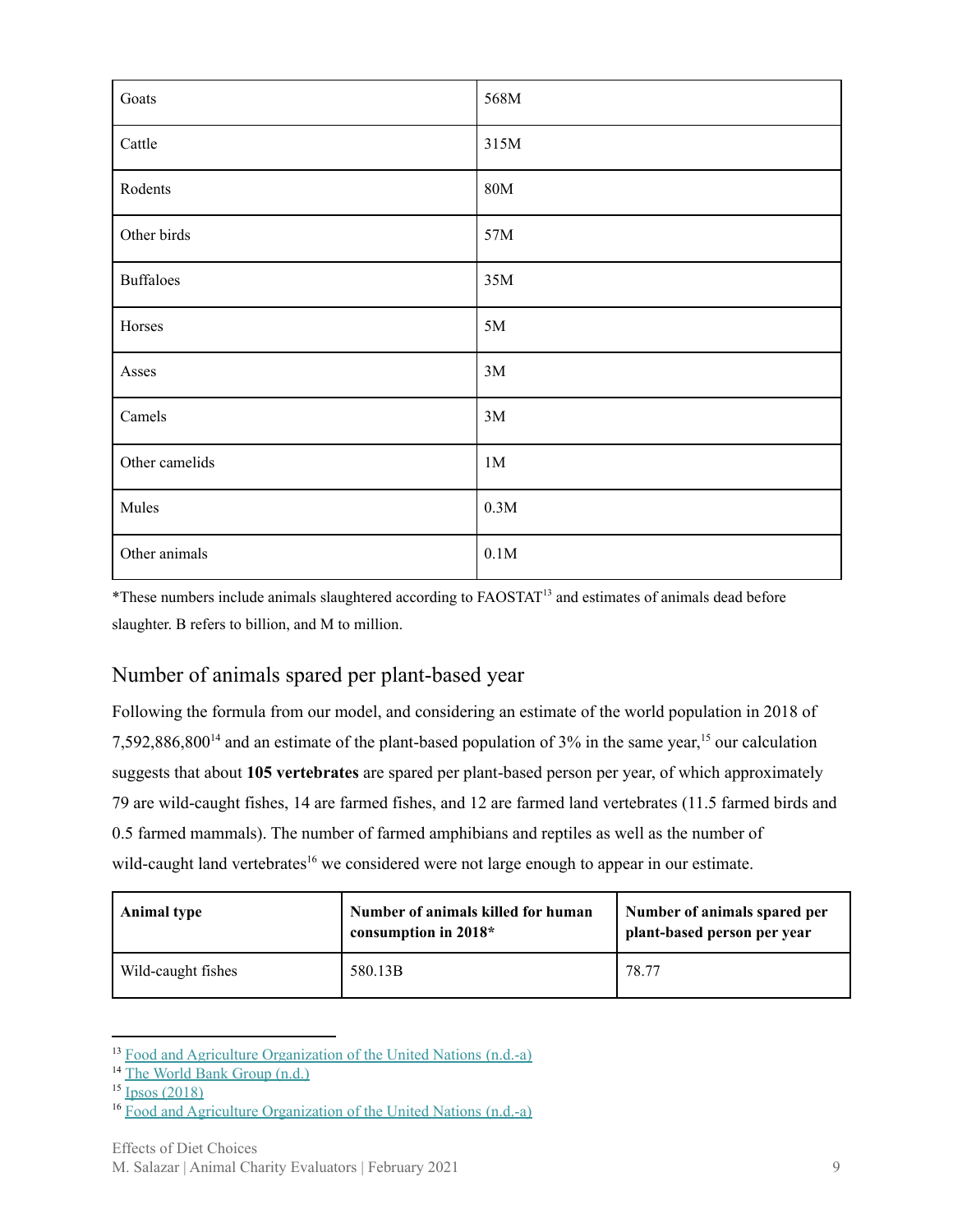| Goats | 568M |
|---|---|
| Cattle | 315M |
| Rodents | 80M |
| Other birds | 57M |
| Buffaloes | 35M |
| Horses | 5M |
| Asses | 3M |
| Camels | 3M |
| Other camelids | 1M |
| Mules | 0.3M |
| Other animals | 0.1M |

*These numbers include animals slaughtered according to FAOSTAT[13] and estimates of animals dead before slaughter. B refers to billion, and M to million.

## Number of animals spared per plant-based year

Following the formula from our model, and considering an estimate of the world population in 2018 of 7,592,886,800[14] and an estimate of the plant-based population of 3% in the same year,[15] our calculation suggests that about **105 vertebrates** are spared per plant-based person per year, of which approximately 79 are wild-caught fishes, 14 are farmed fishes, and 12 are farmed land vertebrates (11.5 farmed birds and 0.5 farmed mammals). The number of farmed amphibians and reptiles as well as the number of wild-caught land vertebrates[16] we considered were not large enough to appear in our estimate.

| Animal type | Number of animals killed for human consumption in 2018* | Number of animals spared per plant-based person per year |
|---|---|---|
| Wild-caught fishes | 580.13B | 78.77 |

[13] Food and Agriculture Organization of the United Nations (n.d.-a)
[14] The World Bank Group (n.d.)
[15] Ipsos (2018)
[16] Food and Agriculture Organization of the United Nations (n.d.-a)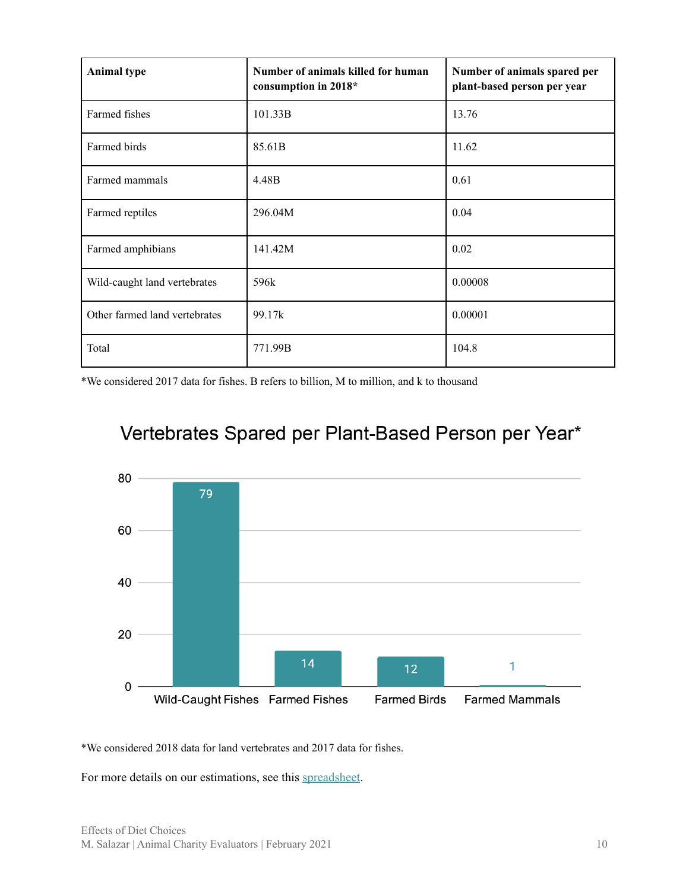| Animal type | Number of animals killed for human consumption in 2018* | Number of animals spared per plant-based person per year |
|---|---|---|
| Farmed fishes | 101.33B | 13.76 |
| Farmed birds | 85.61B | 11.62 |
| Farmed mammals | 4.48B | 0.61 |
| Farmed reptiles | 296.04M | 0.04 |
| Farmed amphibians | 141.42M | 0.02 |
| Wild-caught land vertebrates | 596k | 0.00008 |
| Other farmed land vertebrates | 99.17k | 0.00001 |
| Total | 771.99B | 104.8 |

*We considered 2017 data for fishes. B refers to billion, M to million, and k to thousand

Vertebrates Spared per Plant-Based Person per Year*

| Wild-Caught Fishes | Farmed Fishes | Farmed Birds | Farmed Mammals |
|---|---|---|---|
| 79 | 14 | 12 | 1 |

*We considered 2018 data for land vertebrates and 2017 data for fishes.

For more details on our estimations, see this spreadsheet.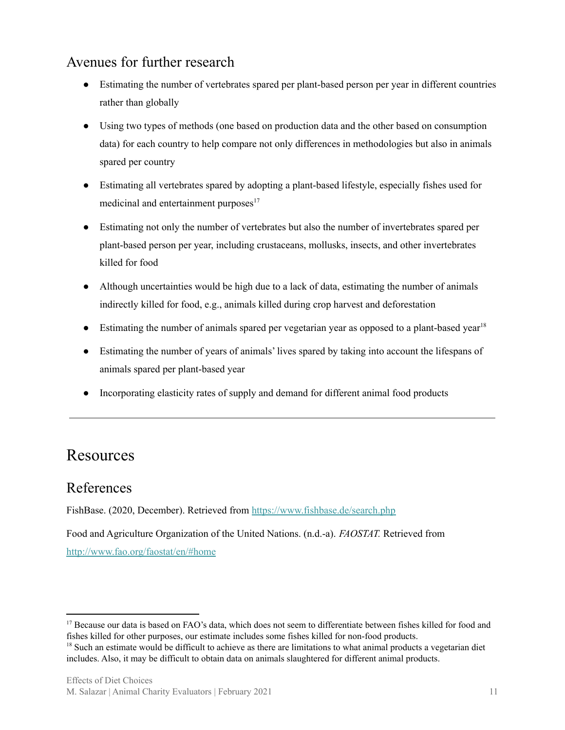## Avenues for further research

- Estimating the number of vertebrates spared per plant-based person per year in different countries rather than globally
- Using two types of methods (one based on production data and the other based on consumption data) for each country to help compare not only differences in methodologies but also in animals spared per country
- Estimating all vertebrates spared by adopting a plant-based lifestyle, especially fishes used for medicinal and entertainment purposes[17]
- Estimating not only the number of vertebrates but also the number of invertebrates spared per plant-based person per year, including crustaceans, mollusks, insects, and other invertebrates killed for food
- Although uncertainties would be high due to a lack of data, estimating the number of animals indirectly killed for food, e.g., animals killed during crop harvest and deforestation
- Estimating the number of animals spared per vegetarian year as opposed to a plant-based year[18]
- Estimating the number of years of animals' lives spared by taking into account the lifespans of animals spared per plant-based year
- Incorporating elasticity rates of supply and demand for different animal food products

---

# Resources

## References

FishBase. (2020, December). Retrieved from https://www.fishbase.de/search.php

Food and Agriculture Organization of the United Nations. (n.d.-a). *FAOSTAT.* Retrieved from http://www.fao.org/faostat/en/#home

---

[17] Because our data is based on FAO's data, which does not seem to differentiate between fishes killed for food and fishes killed for other purposes, our estimate includes some fishes killed for non-food products.

[18] Such an estimate would be difficult to achieve as there are limitations to what animal products a vegetarian diet includes. Also, it may be difficult to obtain data on animals slaughtered for different animal products.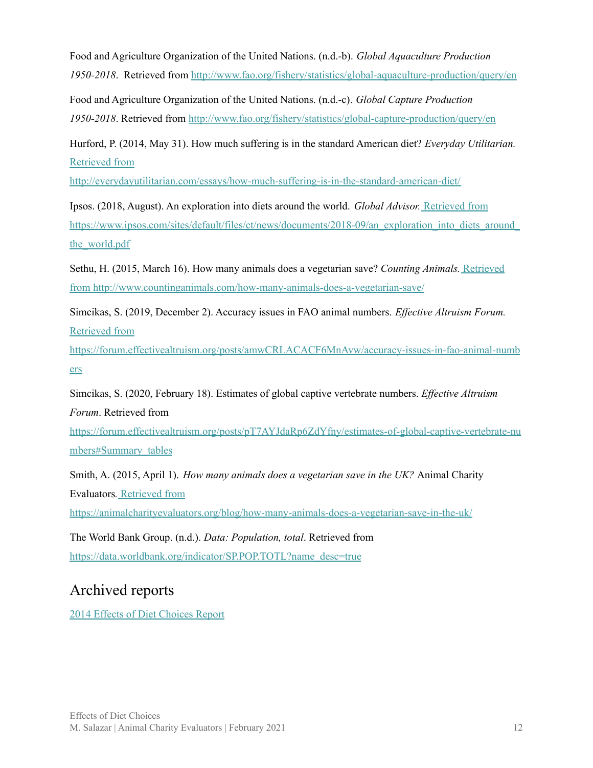Food and Agriculture Organization of the United Nations. (n.d.-b). *Global Aquaculture Production 1950-2018*. Retrieved from http://www.fao.org/fishery/statistics/global-aquaculture-production/query/en

Food and Agriculture Organization of the United Nations. (n.d.-c). *Global Capture Production 1950-2018*. Retrieved from http://www.fao.org/fishery/statistics/global-capture-production/query/en

Hurford, P. (2014, May 31). How much suffering is in the standard American diet? *Everyday Utilitarian.* Retrieved from http://everydayutilitarian.com/essays/how-much-suffering-is-in-the-standard-american-diet/

Ipsos. (2018, August). An exploration into diets around the world. *Global Advisor.* Retrieved from https://www.ipsos.com/sites/default/files/ct/news/documents/2018-09/an_exploration_into_diets_around_the_world.pdf

Sethu, H. (2015, March 16). How many animals does a vegetarian save? *Counting Animals.* Retrieved from http://www.countinganimals.com/how-many-animals-does-a-vegetarian-save/

Simcikas, S. (2019, December 2). Accuracy issues in FAO animal numbers. *Effective Altruism Forum.* Retrieved from https://forum.effectivealtruism.org/posts/amwCRLACACF6MnAvw/accuracy-issues-in-fao-animal-numbers

Simcikas, S. (2020, February 18). Estimates of global captive vertebrate numbers. *Effective Altruism Forum*. Retrieved from https://forum.effectivealtruism.org/posts/pT7AYJdaRp6ZdYfny/estimates-of-global-captive-vertebrate-numbers#Summary_tables

Smith, A. (2015, April 1). *How many animals does a vegetarian save in the UK?* Animal Charity Evaluators. Retrieved from https://animalcharityevaluators.org/blog/how-many-animals-does-a-vegetarian-save-in-the-uk/

The World Bank Group. (n.d.). *Data: Population, total*. Retrieved from https://data.worldbank.org/indicator/SP.POP.TOTL?name_desc=true

## Archived reports

2014 Effects of Diet Choices Report